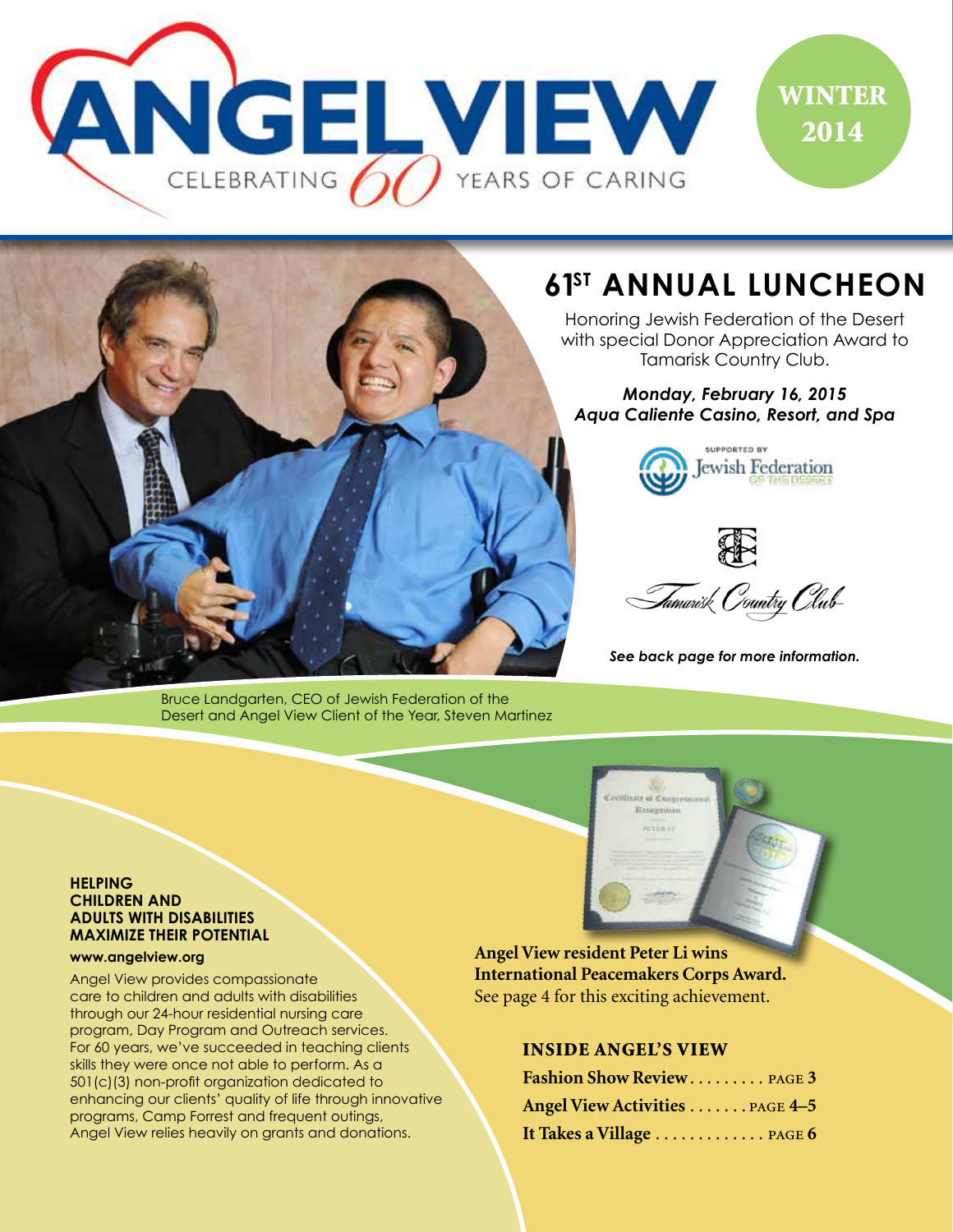# ANGEL VIEW

CELEBRATING 60 YEARS OF CARING

**WINTER 2014**

## 61ST ANNUAL LUNCHEON

Honoring Jewish Federation of the Desert with special Donor Appreciation Award to Tamarisk Country Club.

***Monday, February 16, 2015***
***Aqua Caliente Casino, Resort, and Spa***

SUPPORTED BY Jewish Federation OF THE DESERT

Tamarisk Country Club

***See back page for more information.***

Bruce Landgarten, CEO of Jewish Federation of the Desert and Angel View Client of the Year, Steven Martinez

### HELPING CHILDREN AND ADULTS WITH DISABILITIES MAXIMIZE THEIR POTENTIAL

**www.angelview.org**

Angel View provides compassionate care to children and adults with disabilities through our 24-hour residential nursing care program, Day Program and Outreach services. For 60 years, we've succeeded in teaching clients skills they were once not able to perform. As a 501(c)(3) non-profit organization dedicated to enhancing our clients' quality of life through innovative programs, Camp Forrest and frequent outings, Angel View relies heavily on grants and donations.

**Angel View resident Peter Li wins International Peacemakers Corps Award.**
See page 4 for this exciting achievement.

### INSIDE ANGEL'S VIEW

**Fashion Show Review** . . . . . . . . . PAGE **3**
**Angel View Activities** . . . . . . . PAGE **4–5**
**It Takes a Village** . . . . . . . . . . . . . PAGE **6**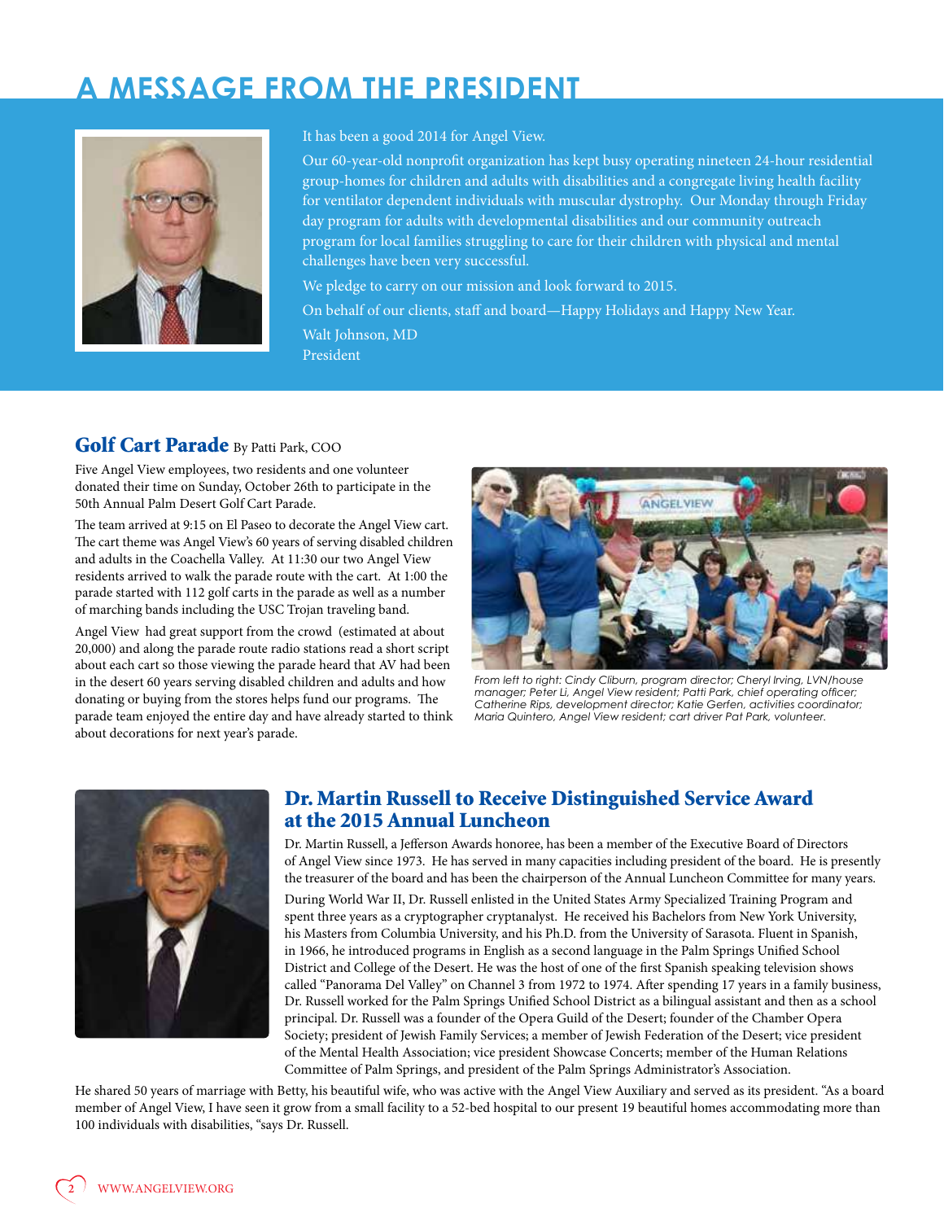# A MESSAGE FROM THE PRESIDENT

It has been a good 2014 for Angel View.

Our 60-year-old nonprofit organization has kept busy operating nineteen 24-hour residential group-homes for children and adults with disabilities and a congregate living health facility for ventilator dependent individuals with muscular dystrophy. Our Monday through Friday day program for adults with developmental disabilities and our community outreach program for local families struggling to care for their children with physical and mental challenges have been very successful.

We pledge to carry on our mission and look forward to 2015.

On behalf of our clients, staff and board—Happy Holidays and Happy New Year.

Walt Johnson, MD
President

## Golf Cart Parade By Patti Park, COO

Five Angel View employees, two residents and one volunteer donated their time on Sunday, October 26th to participate in the 50th Annual Palm Desert Golf Cart Parade.

The team arrived at 9:15 on El Paseo to decorate the Angel View cart. The cart theme was Angel View's 60 years of serving disabled children and adults in the Coachella Valley. At 11:30 our two Angel View residents arrived to walk the parade route with the cart. At 1:00 the parade started with 112 golf carts in the parade as well as a number of marching bands including the USC Trojan traveling band.

Angel View had great support from the crowd (estimated at about 20,000) and along the parade route radio stations read a short script about each cart so those viewing the parade heard that AV had been in the desert 60 years serving disabled children and adults and how donating or buying from the stores helps fund our programs. The parade team enjoyed the entire day and have already started to think about decorations for next year's parade.

*From left to right: Cindy Cliburn, program director; Cheryl Irving, LVN/house manager; Peter Li, Angel View resident; Patti Park, chief operating officer; Catherine Rips, development director; Katie Gerfen, activities coordinator; Maria Quintero, Angel View resident; cart driver Pat Park, volunteer.*

## Dr. Martin Russell to Receive Distinguished Service Award at the 2015 Annual Luncheon

Dr. Martin Russell, a Jefferson Awards honoree, has been a member of the Executive Board of Directors of Angel View since 1973. He has served in many capacities including president of the board. He is presently the treasurer of the board and has been the chairperson of the Annual Luncheon Committee for many years.

During World War II, Dr. Russell enlisted in the United States Army Specialized Training Program and spent three years as a cryptographer cryptanalyst. He received his Bachelors from New York University, his Masters from Columbia University, and his Ph.D. from the University of Sarasota. Fluent in Spanish, in 1966, he introduced programs in English as a second language in the Palm Springs Unified School District and College of the Desert. He was the host of one of the first Spanish speaking television shows called "Panorama Del Valley" on Channel 3 from 1972 to 1974. After spending 17 years in a family business, Dr. Russell worked for the Palm Springs Unified School District as a bilingual assistant and then as a school principal. Dr. Russell was a founder of the Opera Guild of the Desert; founder of the Chamber Opera Society; president of Jewish Family Services; a member of Jewish Federation of the Desert; vice president of the Mental Health Association; vice president Showcase Concerts; member of the Human Relations Committee of Palm Springs, and president of the Palm Springs Administrator's Association.

He shared 50 years of marriage with Betty, his beautiful wife, who was active with the Angel View Auxiliary and served as its president. "As a board member of Angel View, I have seen it grow from a small facility to a 52-bed hospital to our present 19 beautiful homes accommodating more than 100 individuals with disabilities, "says Dr. Russell.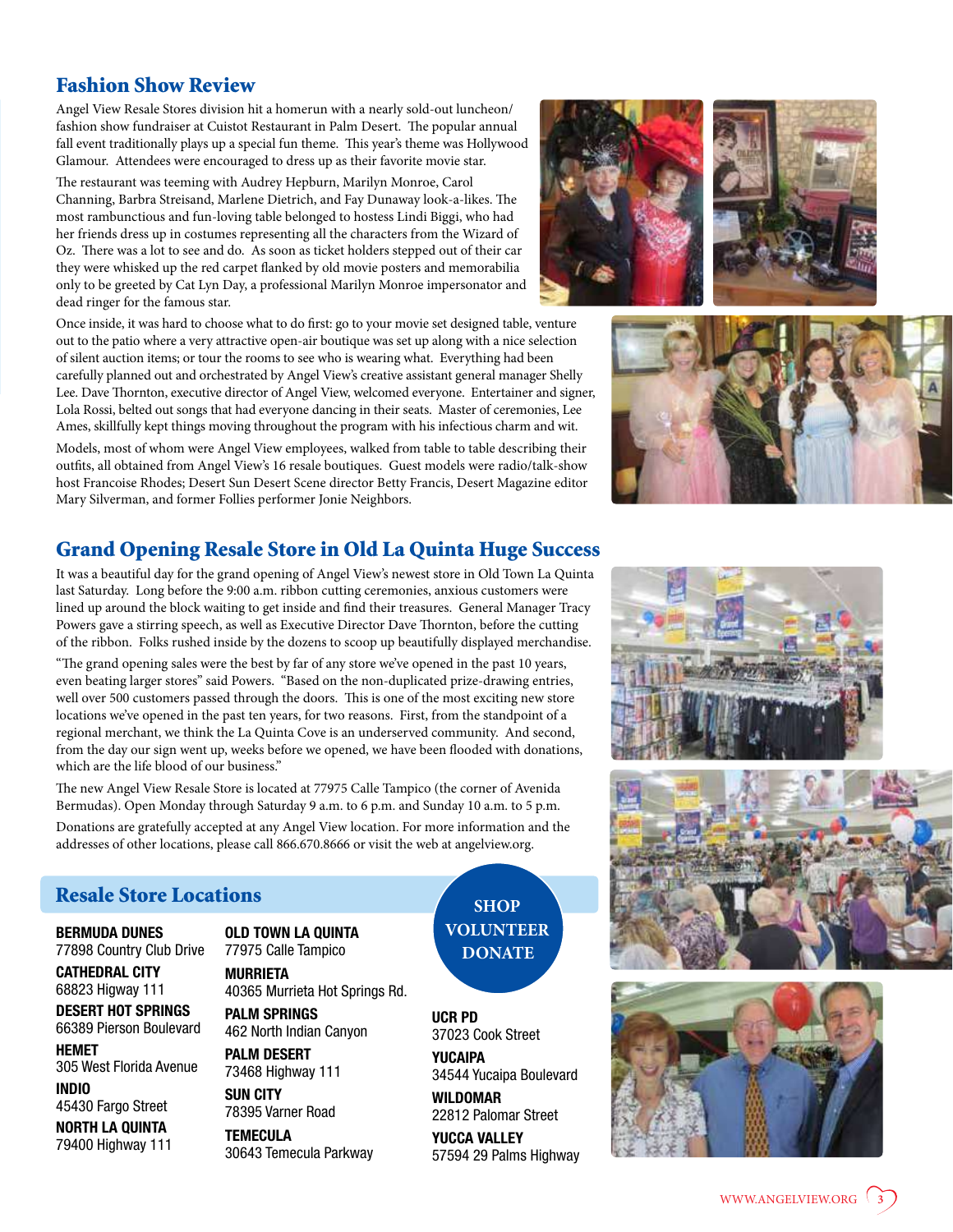## Fashion Show Review

Angel View Resale Stores division hit a homerun with a nearly sold-out luncheon/ fashion show fundraiser at Cuistot Restaurant in Palm Desert. The popular annual fall event traditionally plays up a special fun theme. This year's theme was Hollywood Glamour. Attendees were encouraged to dress up as their favorite movie star.

The restaurant was teeming with Audrey Hepburn, Marilyn Monroe, Carol Channing, Barbra Streisand, Marlene Dietrich, and Fay Dunaway look-a-likes. The most rambunctious and fun-loving table belonged to hostess Lindi Biggi, who had her friends dress up in costumes representing all the characters from the Wizard of Oz. There was a lot to see and do. As soon as ticket holders stepped out of their car they were whisked up the red carpet flanked by old movie posters and memorabilia only to be greeted by Cat Lyn Day, a professional Marilyn Monroe impersonator and dead ringer for the famous star.

Once inside, it was hard to choose what to do first: go to your movie set designed table, venture out to the patio where a very attractive open-air boutique was set up along with a nice selection of silent auction items; or tour the rooms to see who is wearing what. Everything had been carefully planned out and orchestrated by Angel View's creative assistant general manager Shelly Lee. Dave Thornton, executive director of Angel View, welcomed everyone. Entertainer and signer, Lola Rossi, belted out songs that had everyone dancing in their seats. Master of ceremonies, Lee Ames, skillfully kept things moving throughout the program with his infectious charm and wit.

Models, most of whom were Angel View employees, walked from table to table describing their outfits, all obtained from Angel View's 16 resale boutiques. Guest models were radio/talk-show host Francoise Rhodes; Desert Sun Desert Scene director Betty Francis, Desert Magazine editor Mary Silverman, and former Follies performer Jonie Neighbors.

## Grand Opening Resale Store in Old La Quinta Huge Success

It was a beautiful day for the grand opening of Angel View's newest store in Old Town La Quinta last Saturday. Long before the 9:00 a.m. ribbon cutting ceremonies, anxious customers were lined up around the block waiting to get inside and find their treasures. General Manager Tracy Powers gave a stirring speech, as well as Executive Director Dave Thornton, before the cutting of the ribbon. Folks rushed inside by the dozens to scoop up beautifully displayed merchandise.

"The grand opening sales were the best by far of any store we've opened in the past 10 years, even beating larger stores" said Powers. "Based on the non-duplicated prize-drawing entries, well over 500 customers passed through the doors. This is one of the most exciting new store locations we've opened in the past ten years, for two reasons. First, from the standpoint of a regional merchant, we think the La Quinta Cove is an underserved community. And second, from the day our sign went up, weeks before we opened, we have been flooded with donations, which are the life blood of our business."

The new Angel View Resale Store is located at 77975 Calle Tampico (the corner of Avenida Bermudas). Open Monday through Saturday 9 a.m. to 6 p.m. and Sunday 10 a.m. to 5 p.m.

Donations are gratefully accepted at any Angel View location. For more information and the addresses of other locations, please call 866.670.8666 or visit the web at angelview.org.

## Resale Store Locations

**SHOP VOLUNTEER DONATE**

**BERMUDA DUNES**
77898 Country Club Drive

**CATHEDRAL CITY**
68823 Higway 111

**DESERT HOT SPRINGS**
66389 Pierson Boulevard

**HEMET**
305 West Florida Avenue

**INDIO**
45430 Fargo Street

**NORTH LA QUINTA**
79400 Highway 111

**OLD TOWN LA QUINTA**
77975 Calle Tampico

**MURRIETA**
40365 Murrieta Hot Springs Rd.

**PALM SPRINGS**
462 North Indian Canyon

**PALM DESERT**
73468 Highway 111

**SUN CITY**
78395 Varner Road

**TEMECULA**
30643 Temecula Parkway

**UCR PD**
37023 Cook Street

**YUCAIPA**
34544 Yucaipa Boulevard

**WILDOMAR**
22812 Palomar Street

**YUCCA VALLEY**
57594 29 Palms Highway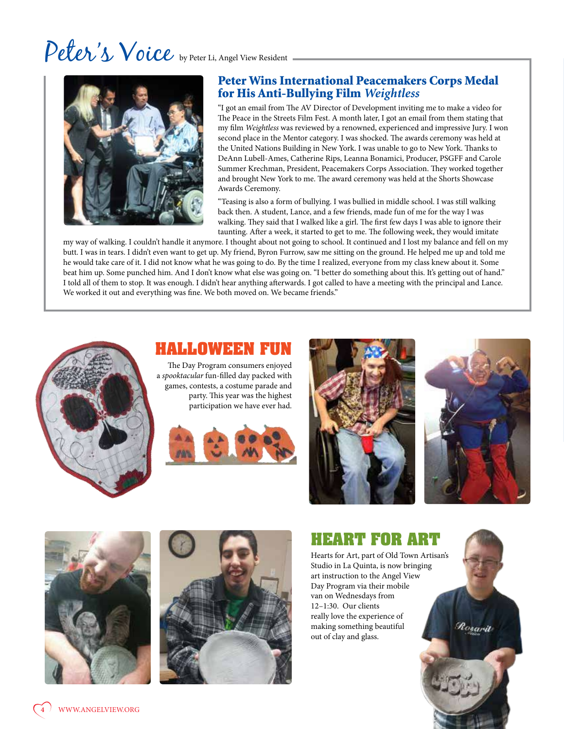# Peter's Voice

by Peter Li, Angel View Resident

## Peter Wins International Peacemakers Corps Medal for His Anti-Bullying Film *Weightless*

"I got an email from The AV Director of Development inviting me to make a video for The Peace in the Streets Film Fest. A month later, I got an email from them stating that my film *Weightless* was reviewed by a renowned, experienced and impressive Jury. I won second place in the Mentor category. I was shocked. The awards ceremony was held at the United Nations Building in New York. I was unable to go to New York. Thanks to DeAnn Lubell-Ames, Catherine Rips, Leanna Bonamici, Producer, PSGFF and Carole Summer Krechman, President, Peacemakers Corps Association. They worked together and brought New York to me. The award ceremony was held at the Shorts Showcase Awards Ceremony.

"Teasing is also a form of bullying. I was bullied in middle school. I was still walking back then. A student, Lance, and a few friends, made fun of me for the way I was walking. They said that I walked like a girl. The first few days I was able to ignore their taunting. After a week, it started to get to me. The following week, they would imitate my way of walking. I couldn't handle it anymore. I thought about not going to school. It continued and I lost my balance and fell on my butt. I was in tears. I didn't even want to get up. My friend, Byron Furrow, saw me sitting on the ground. He helped me up and told me he would take care of it. I did not know what he was going to do. By the time I realized, everyone from my class knew about it. Some beat him up. Some punched him. And I don't know what else was going on. "I better do something about this. It's getting out of hand." I told all of them to stop. It was enough. I didn't hear anything afterwards. I got called to have a meeting with the principal and Lance. We worked it out and everything was fine. We both moved on. We became friends."

## HALLOWEEN FUN

The Day Program consumers enjoyed a *spooktacular* fun-filled day packed with games, contests, a costume parade and party. This year was the highest participation we have ever had.

## HEART FOR ART

Hearts for Art, part of Old Town Artisan's Studio in La Quinta, is now bringing art instruction to the Angel View Day Program via their mobile van on Wednesdays from 12–1:30. Our clients really love the experience of making something beautiful out of clay and glass.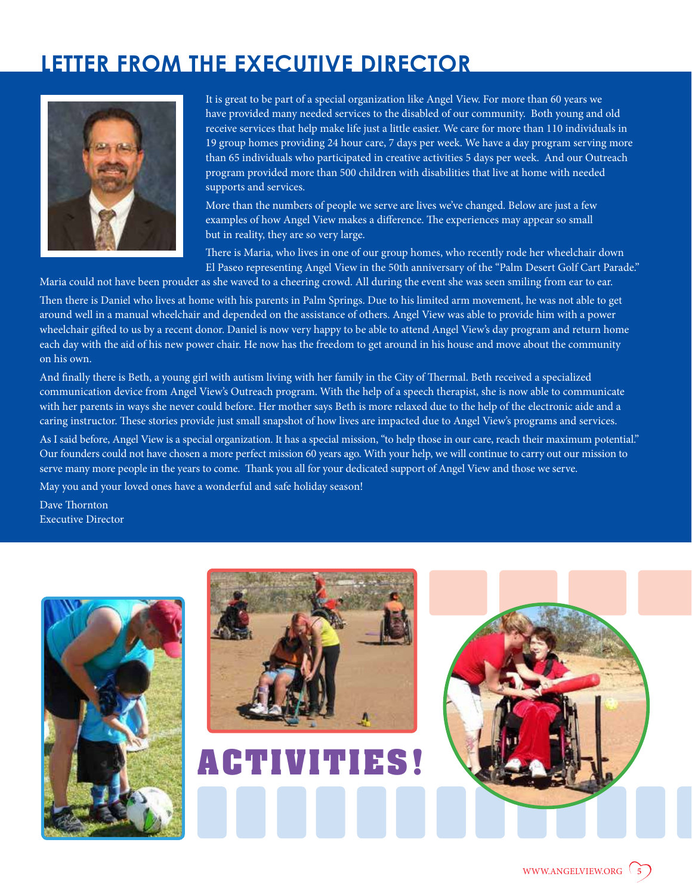# LETTER FROM THE EXECUTIVE DIRECTOR

It is great to be part of a special organization like Angel View. For more than 60 years we have provided many needed services to the disabled of our community. Both young and old receive services that help make life just a little easier. We care for more than 110 individuals in 19 group homes providing 24 hour care, 7 days per week. We have a day program serving more than 65 individuals who participated in creative activities 5 days per week. And our Outreach program provided more than 500 children with disabilities that live at home with needed supports and services.

More than the numbers of people we serve are lives we've changed. Below are just a few examples of how Angel View makes a difference. The experiences may appear so small but in reality, they are so very large.

There is Maria, who lives in one of our group homes, who recently rode her wheelchair down El Paseo representing Angel View in the 50th anniversary of the "Palm Desert Golf Cart Parade." Maria could not have been prouder as she waved to a cheering crowd. All during the event she was seen smiling from ear to ear.

Then there is Daniel who lives at home with his parents in Palm Springs. Due to his limited arm movement, he was not able to get around well in a manual wheelchair and depended on the assistance of others. Angel View was able to provide him with a power wheelchair gifted to us by a recent donor. Daniel is now very happy to be able to attend Angel View's day program and return home each day with the aid of his new power chair. He now has the freedom to get around in his house and move about the community on his own.

And finally there is Beth, a young girl with autism living with her family in the City of Thermal. Beth received a specialized communication device from Angel View's Outreach program. With the help of a speech therapist, she is now able to communicate with her parents in ways she never could before. Her mother says Beth is more relaxed due to the help of the electronic aide and a caring instructor. These stories provide just small snapshot of how lives are impacted due to Angel View's programs and services.

As I said before, Angel View is a special organization. It has a special mission, "to help those in our care, reach their maximum potential." Our founders could not have chosen a more perfect mission 60 years ago. With your help, we will continue to carry out our mission to serve many more people in the years to come. Thank you all for your dedicated support of Angel View and those we serve.

May you and your loved ones have a wonderful and safe holiday season!

Dave Thornton
Executive Director

# ACTIVITIES!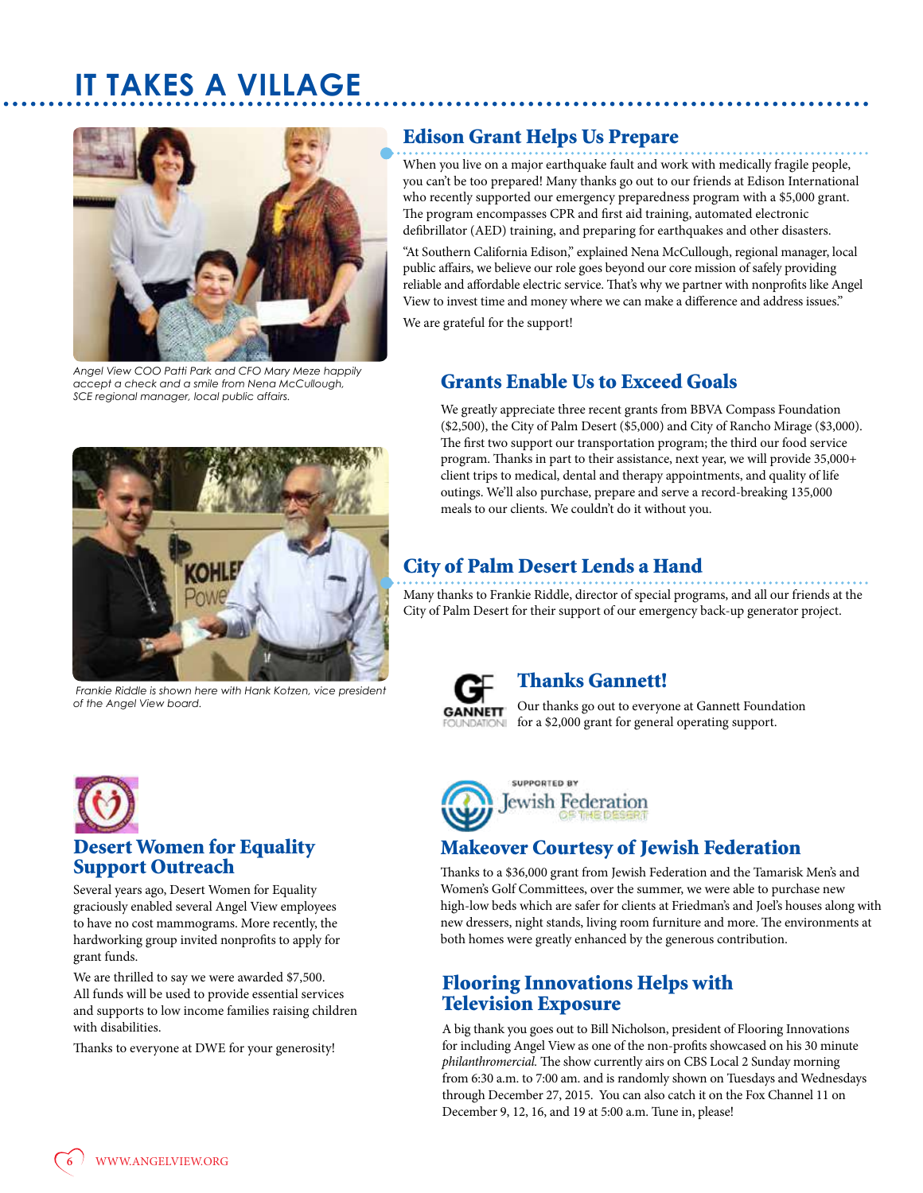# IT TAKES A VILLAGE

*Angel View COO Patti Park and CFO Mary Meze happily accept a check and a smile from Nena McCullough, SCE regional manager, local public affairs.*

## Edison Grant Helps Us Prepare

When you live on a major earthquake fault and work with medically fragile people, you can't be too prepared! Many thanks go out to our friends at Edison International who recently supported our emergency preparedness program with a $5,000 grant. The program encompasses CPR and first aid training, automated electronic defibrillator (AED) training, and preparing for earthquakes and other disasters.

"At Southern California Edison," explained Nena McCullough, regional manager, local public affairs, we believe our role goes beyond our core mission of safely providing reliable and affordable electric service. That's why we partner with nonprofits like Angel View to invest time and money where we can make a difference and address issues."

We are grateful for the support!

## Grants Enable Us to Exceed Goals

We greatly appreciate three recent grants from BBVA Compass Foundation ($2,500), the City of Palm Desert ($5,000) and City of Rancho Mirage ($3,000). The first two support our transportation program; the third our food service program. Thanks in part to their assistance, next year, we will provide 35,000+ client trips to medical, dental and therapy appointments, and quality of life outings. We'll also purchase, prepare and serve a record-breaking 135,000 meals to our clients. We couldn't do it without you.

*Frankie Riddle is shown here with Hank Kotzen, vice president of the Angel View board.*

## City of Palm Desert Lends a Hand

Many thanks to Frankie Riddle, director of special programs, and all our friends at the City of Palm Desert for their support of our emergency back-up generator project.

## Thanks Gannett!

Our thanks go out to everyone at Gannett Foundation for a $2,000 grant for general operating support.

## Desert Women for Equality Support Outreach

Several years ago, Desert Women for Equality graciously enabled several Angel View employees to have no cost mammograms. More recently, the hardworking group invited nonprofits to apply for grant funds.

We are thrilled to say we were awarded $7,500. All funds will be used to provide essential services and supports to low income families raising children with disabilities.

Thanks to everyone at DWE for your generosity!

## Makeover Courtesy of Jewish Federation

Thanks to a $36,000 grant from Jewish Federation and the Tamarisk Men's and Women's Golf Committees, over the summer, we were able to purchase new high-low beds which are safer for clients at Friedman's and Joel's houses along with new dressers, night stands, living room furniture and more. The environments at both homes were greatly enhanced by the generous contribution.

## Flooring Innovations Helps with Television Exposure

A big thank you goes out to Bill Nicholson, president of Flooring Innovations for including Angel View as one of the non-profits showcased on his 30 minute *philanthromercial.* The show currently airs on CBS Local 2 Sunday morning from 6:30 a.m. to 7:00 am. and is randomly shown on Tuesdays and Wednesdays through December 27, 2015. You can also catch it on the Fox Channel 11 on December 9, 12, 16, and 19 at 5:00 a.m. Tune in, please!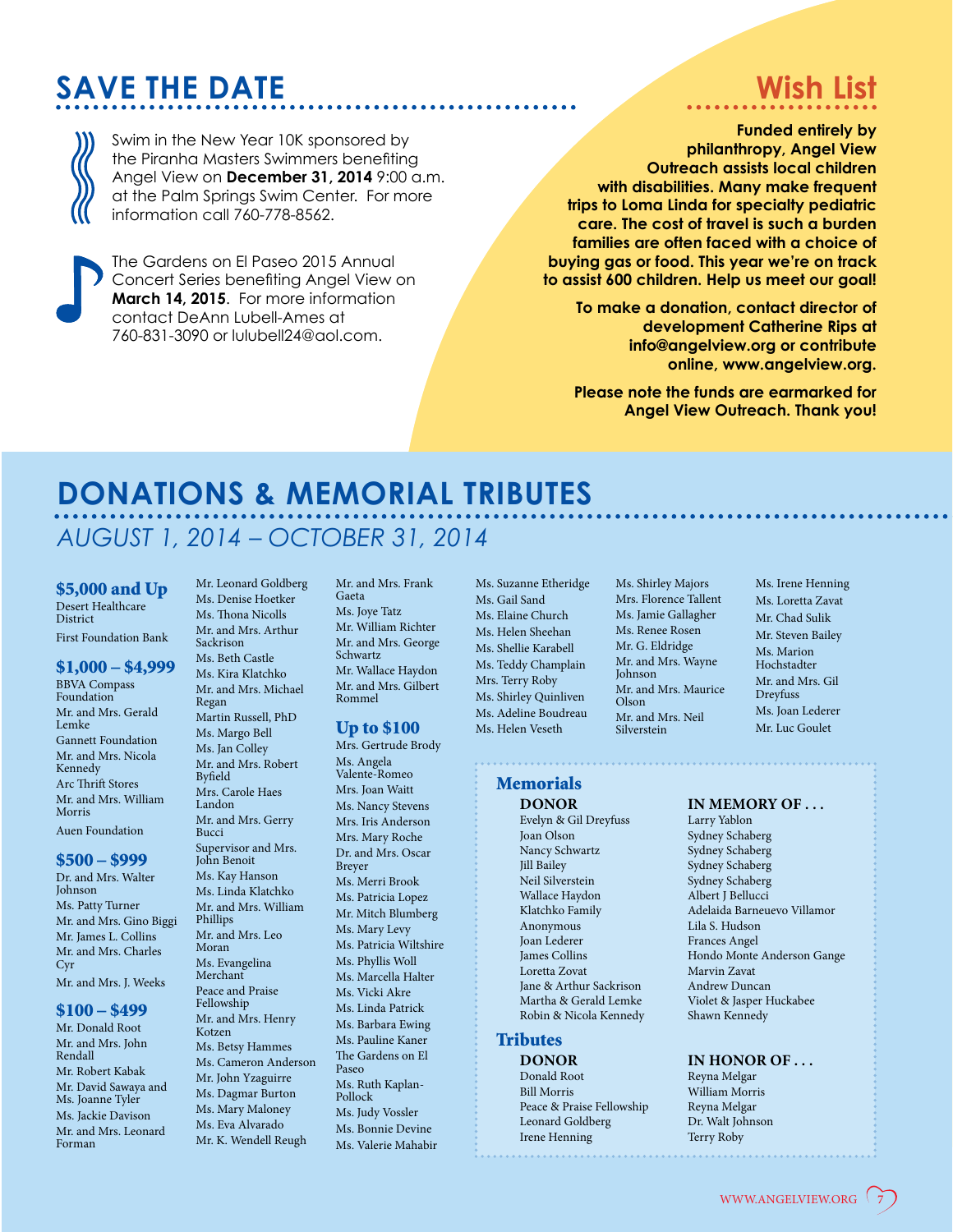## SAVE THE DATE

Swim in the New Year 10K sponsored by the Piranha Masters Swimmers benefiting Angel View on **December 31, 2014** 9:00 a.m. at the Palm Springs Swim Center. For more information call 760-778-8562.

The Gardens on El Paseo 2015 Annual Concert Series benefiting Angel View on **March 14, 2015**. For more information contact DeAnn Lubell-Ames at 760-831-3090 or lulubell24@aol.com.

## Wish List

**Funded entirely by philanthropy, Angel View Outreach assists local children with disabilities. Many make frequent trips to Loma Linda for specialty pediatric care. The cost of travel is such a burden families are often faced with a choice of buying gas or food. This year we're on track to assist 600 children. Help us meet our goal!**

**To make a donation, contact director of development Catherine Rips at info@angelview.org or contribute online, www.angelview.org.**

**Please note the funds are earmarked for Angel View Outreach. Thank you!**

## DONATIONS & MEMORIAL TRIBUTES

*AUGUST 1, 2014 – OCTOBER 31, 2014*

### $5,000 and Up

Desert Healthcare District
First Foundation Bank

### $1,000 – $4,999

BBVA Compass Foundation
Mr. and Mrs. Gerald Lemke
Gannett Foundation
Mr. and Mrs. Nicola Kennedy
Arc Thrift Stores
Mr. and Mrs. William Morris
Auen Foundation

### $500 – $999

Dr. and Mrs. Walter Johnson
Ms. Patty Turner
Mr. and Mrs. Gino Biggi
Mr. James L. Collins
Mr. and Mrs. Charles Cyr
Mr. and Mrs. J. Weeks

### $100 – $499

Mr. Donald Root
Mr. and Mrs. John Rendall
Mr. Robert Kabak
Mr. David Sawaya and Ms. Joanne Tyler
Ms. Jackie Davison
Mr. and Mrs. Leonard Forman
Mr. Leonard Goldberg
Ms. Denise Hoetker
Ms. Thona Nicolls
Mr. and Mrs. Arthur Sackrison
Ms. Beth Castle
Ms. Kira Klatchko
Mr. and Mrs. Michael Regan
Martin Russell, PhD
Ms. Margo Bell
Ms. Jan Colley
Mr. and Mrs. Robert Byfield
Mrs. Carole Haes Landon
Mr. and Mrs. Gerry Bucci
Supervisor and Mrs. John Benoit
Ms. Kay Hanson
Ms. Linda Klatchko
Mr. and Mrs. William Phillips
Mr. and Mrs. Leo Moran
Ms. Evangelina Merchant
Peace and Praise Fellowship
Mr. and Mrs. Henry Kotzen
Ms. Betsy Hammes
Ms. Cameron Anderson
Mr. John Yzaguirre
Ms. Dagmar Burton
Ms. Mary Maloney
Ms. Eva Alvarado
Mr. K. Wendell Reugh
Mr. and Mrs. Frank Gaeta
Ms. Joye Tatz
Mr. William Richter
Mr. and Mrs. George Schwartz
Mr. Wallace Haydon
Mr. and Mrs. Gilbert Rommel

### Up to $100

Mrs. Gertrude Brody
Ms. Angela Valente-Romeo
Mrs. Joan Waitt
Ms. Nancy Stevens
Mrs. Iris Anderson
Mrs. Mary Roche
Dr. and Mrs. Oscar Breyer
Ms. Merri Brook
Ms. Patricia Lopez
Mr. Mitch Blumberg
Ms. Mary Levy
Ms. Patricia Wiltshire
Ms. Phyllis Woll
Ms. Marcella Halter
Ms. Vicki Akre
Ms. Linda Patrick
Ms. Barbara Ewing
Ms. Pauline Kaner
The Gardens on El Paseo
Ms. Ruth Kaplan-Pollock
Ms. Judy Vossler
Ms. Bonnie Devine
Ms. Valerie Mahabir
Ms. Suzanne Etheridge
Ms. Gail Sand
Ms. Elaine Church
Ms. Helen Sheehan
Ms. Shellie Karabell
Ms. Teddy Champlain
Mrs. Terry Roby
Ms. Shirley Quinliven
Ms. Adeline Boudreau
Ms. Helen Veseth
Ms. Shirley Majors
Mrs. Florence Tallent
Ms. Jamie Gallagher
Ms. Renee Rosen
Mr. G. Eldridge
Mr. and Mrs. Wayne Johnson
Mr. and Mrs. Maurice Olson
Mr. and Mrs. Neil Silverstein
Ms. Irene Henning
Ms. Loretta Zavat
Mr. Chad Sulik
Mr. Steven Bailey
Ms. Marion Hochstadter
Mr. and Mrs. Gil Dreyfuss
Ms. Joan Lederer
Mr. Luc Goulet

### Memorials

| DONOR | IN MEMORY OF . . . |
|---|---|
| Evelyn & Gil Dreyfuss | Larry Yablon |
| Joan Olson | Sydney Schaberg |
| Nancy Schwartz | Sydney Schaberg |
| Jill Bailey | Sydney Schaberg |
| Neil Silverstein | Sydney Schaberg |
| Wallace Haydon | Albert J Bellucci |
| Klatchko Family | Adelaida Barneuevo Villamor |
| Anonymous | Lila S. Hudson |
| Joan Lederer | Frances Angel |
| James Collins | Hondo Monte Anderson Gange |
| Loretta Zovat | Marvin Zavat |
| Jane & Arthur Sackrison | Andrew Duncan |
| Martha & Gerald Lemke | Violet & Jasper Huckabee |
| Robin & Nicola Kennedy | Shawn Kennedy |

### Tributes

| DONOR | IN HONOR OF . . . |
|---|---|
| Donald Root | Reyna Melgar |
| Bill Morris | William Morris |
| Peace & Praise Fellowship | Reyna Melgar |
| Leonard Goldberg | Dr. Walt Johnson |
| Irene Henning | Terry Roby |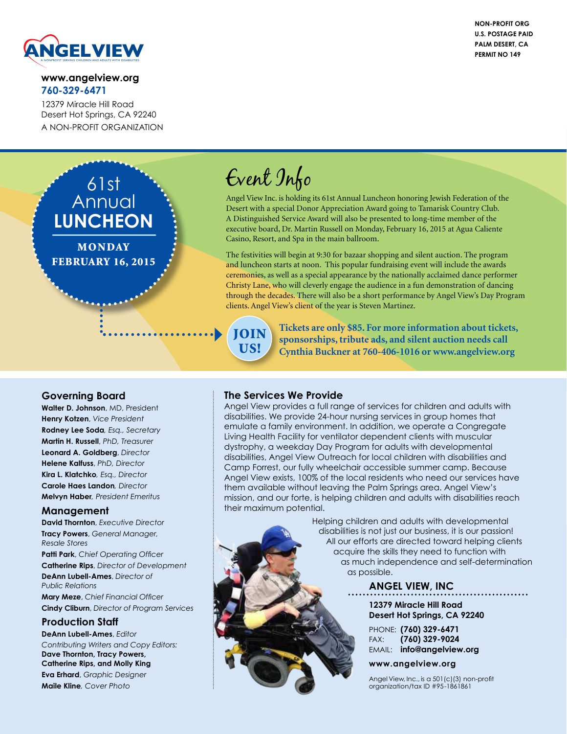ANGELVIEW

A NONPROFIT SERVING CHILDREN AND ADULTS WITH DISABILITIES

**www.angelview.org**
**760-329-6471**
12379 Miracle Hill Road
Desert Hot Springs, CA 92240
A NON-PROFIT ORGANIZATION

NON-PROFIT ORG
U.S. POSTAGE PAID
PALM DESERT, CA
PERMIT NO 149

61st Annual **LUNCHEON**

**MONDAY FEBRUARY 16, 2015**

# Event Info

Angel View Inc. is holding its 61st Annual Luncheon honoring Jewish Federation of the Desert with a special Donor Appreciation Award going to Tamarisk Country Club. A Distinguished Service Award will also be presented to long-time member of the executive board, Dr. Martin Russell on Monday, February 16, 2015 at Agua Caliente Casino, Resort, and Spa in the main ballroom.

The festivities will begin at 9:30 for bazaar shopping and silent auction. The program and luncheon starts at noon. This popular fundraising event will include the awards ceremonies, as well as a special appearance by the nationally acclaimed dance performer Christy Lane, who will cleverly engage the audience in a fun demonstration of dancing through the decades. There will also be a short performance by Angel View's Day Program clients. Angel View's client of the year is Steven Martinez.

**JOIN US!** **Tickets are only $85. For more information about tickets, sponsorships, tribute ads, and silent auction needs call Cynthia Buckner at 760-406-1016 or www.angelview.org**

## Governing Board

**Walter D. Johnson**, MD, President
**Henry Kotzen**, *Vice President*
**Rodney Lee Soda**, *Esq., Secretary*
**Martin H. Russell**, *PhD, Treasurer*
**Leonard A. Goldberg**, *Director*
**Helene Kalfuss**, *PhD, Director*
**Kira L. Klatchko**, *Esq., Director*
**Carole Haes Landon**, *Director*
**Melvyn Haber**, *President Emeritus*

## Management

**David Thornton**, *Executive Director*
**Tracy Powers**, *General Manager, Resale Stores*
**Patti Park**, *Chief Operating Officer*
**Catherine Rips**, *Director of Development*
**DeAnn Lubell-Ames**, *Director of Public Relations*
**Mary Meze**, *Chief Financial Officer*
**Cindy Cliburn**, *Director of Program Services*

## Production Staff

**DeAnn Lubell-Ames**, *Editor*
*Contributing Writers and Copy Editors:*
**Dave Thornton, Tracy Powers, Catherine Rips, and Molly King**
**Eva Erhard**, *Graphic Designer*
**Maile Kline**, *Cover Photo*

## The Services We Provide

Angel View provides a full range of services for children and adults with disabilities. We provide 24-hour nursing services in group homes that emulate a family environment. In addition, we operate a Congregate Living Health Facility for ventilator dependent clients with muscular dystrophy, a weekday Day Program for adults with developmental disabilities, Angel View Outreach for local children with disabilities and Camp Forrest, our fully wheelchair accessible summer camp. Because Angel View exists, 100% of the local residents who need our services have them available without leaving the Palm Springs area. Angel View's mission, and our forte, is helping children and adults with disabilities reach their maximum potential.

Helping children and adults with developmental disabilities is not just our business, it is our passion! All our efforts are directed toward helping clients acquire the skills they need to function with as much independence and self-determination as possible.

**ANGEL VIEW, INC**

**12379 Miracle Hill Road**
**Desert Hot Springs, CA 92240**

PHONE: **(760) 329-6471**
FAX: **(760) 329-9024**
EMAIL: **info@angelview.org**

**www.angelview.org**

Angel View, Inc., is a 501(c)(3) non-profit organization/tax ID #95-1861861